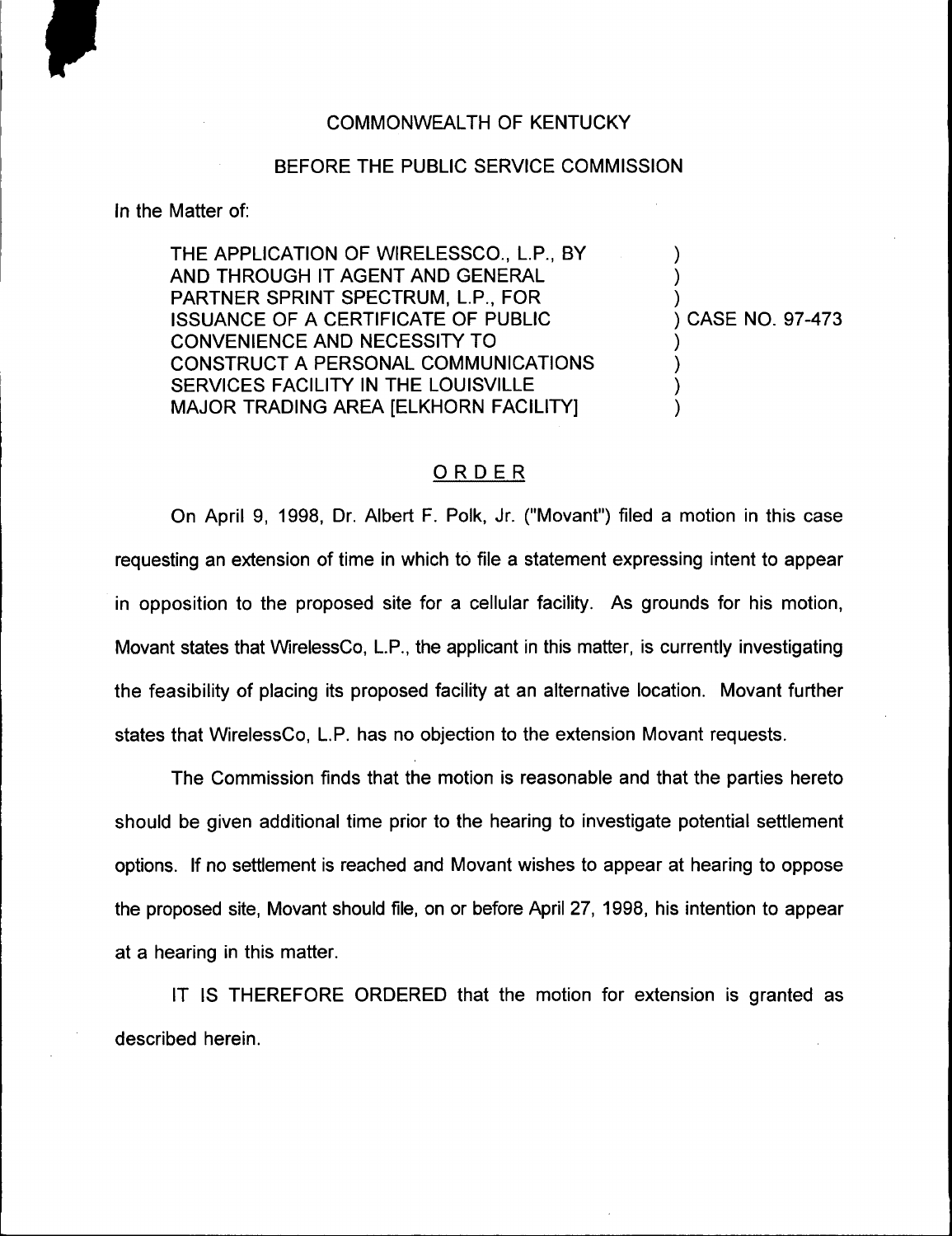COMMONWEALTH OF KENTUCKY

BEFORE THE PUBLIC SERVICE COMMISSION

In the Matter of:

| | |
|---|---|
| THE APPLICATION OF WIRELESSCO., L.P., BY AND THROUGH IT AGENT AND GENERAL PARTNER SPRINT SPECTRUM, L.P., FOR ISSUANCE OF A CERTIFICATE OF PUBLIC CONVENIENCE AND NECESSITY TO CONSTRUCT A PERSONAL COMMUNICATIONS SERVICES FACILITY IN THE LOUISVILLE MAJOR TRADING AREA [ELKHORN FACILITY] | ) CASE NO. 97-473 |

## ORDER

On April 9, 1998, Dr. Albert F. Polk, Jr. ("Movant") filed a motion in this case requesting an extension of time in which to file a statement expressing intent to appear in opposition to the proposed site for a cellular facility. As grounds for his motion, Movant states that WirelessCo, L.P., the applicant in this matter, is currently investigating the feasibility of placing its proposed facility at an alternative location. Movant further states that WirelessCo, L.P. has no objection to the extension Movant requests.

The Commission finds that the motion is reasonable and that the parties hereto should be given additional time prior to the hearing to investigate potential settlement options. If no settlement is reached and Movant wishes to appear at hearing to oppose the proposed site, Movant should file, on or before April 27, 1998, his intention to appear at a hearing in this matter.

IT IS THEREFORE ORDERED that the motion for extension is granted as described herein.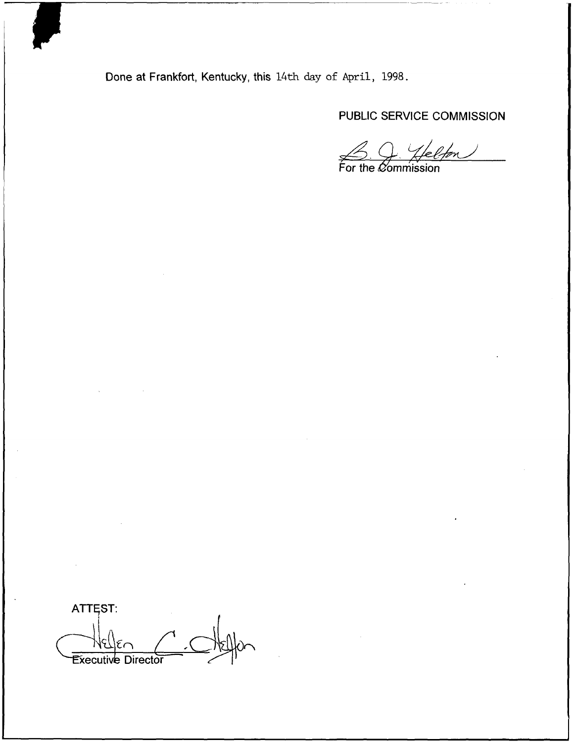Done at Frankfort, Kentucky, this 14th day of April, 1998.

PUBLIC SERVICE COMMISSION

B. J. Helton

For the Commission

ATTEST:

Helen C. Helton

Executive Director